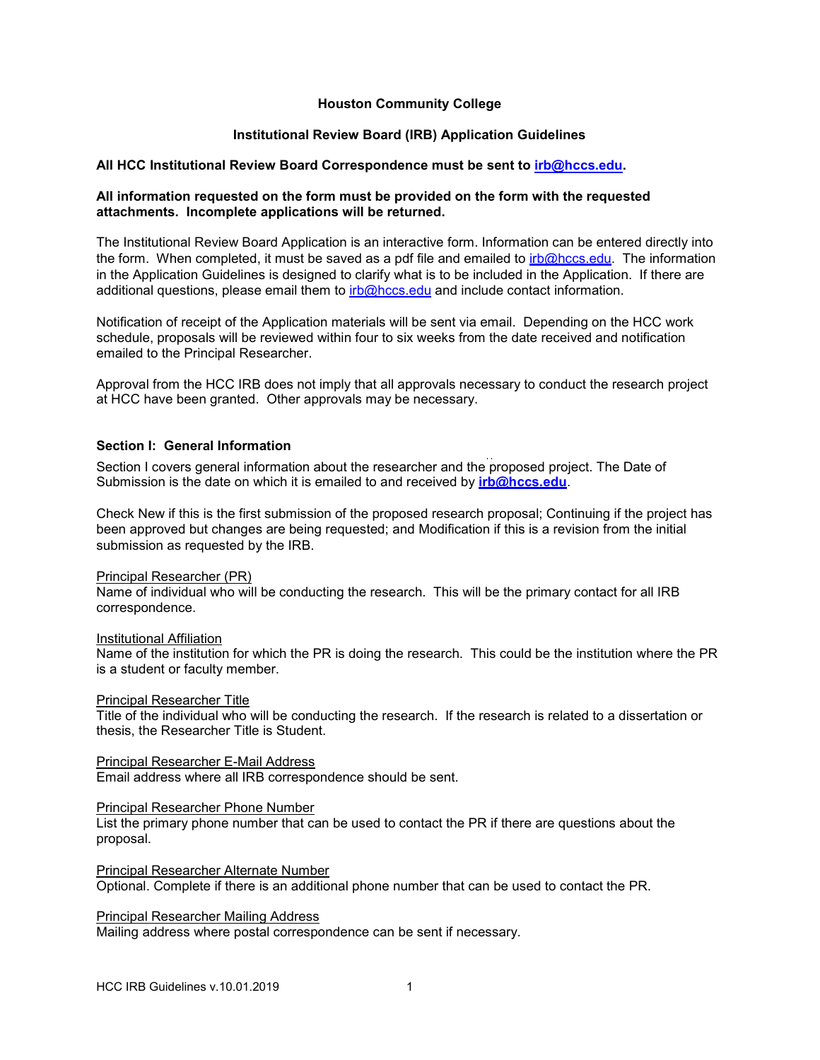# Houston Community College

## Institutional Review Board (IRB) Application Guidelines

**All HCC Institutional Review Board Correspondence must be sent to irb@hccs.edu.**

**All information requested on the form must be provided on the form with the requested attachments. Incomplete applications will be returned.**

The Institutional Review Board Application is an interactive form. Information can be entered directly into the form. When completed, it must be saved as a pdf file and emailed to irb@hccs.edu. The information in the Application Guidelines is designed to clarify what is to be included in the Application. If there are additional questions, please email them to irb@hccs.edu and include contact information.

Notification of receipt of the Application materials will be sent via email. Depending on the HCC work schedule, proposals will be reviewed within four to six weeks from the date received and notification emailed to the Principal Researcher.

Approval from the HCC IRB does not imply that all approvals necessary to conduct the research project at HCC have been granted. Other approvals may be necessary.

### Section I: General Information

Section I covers general information about the researcher and the proposed project. The Date of Submission is the date on which it is emailed to and received by **irb@hccs.edu**.

Check New if this is the first submission of the proposed research proposal; Continuing if the project has been approved but changes are being requested; and Modification if this is a revision from the initial submission as requested by the IRB.

Principal Researcher (PR)
Name of individual who will be conducting the research. This will be the primary contact for all IRB correspondence.

Institutional Affiliation
Name of the institution for which the PR is doing the research. This could be the institution where the PR is a student or faculty member.

Principal Researcher Title
Title of the individual who will be conducting the research. If the research is related to a dissertation or thesis, the Researcher Title is Student.

Principal Researcher E-Mail Address
Email address where all IRB correspondence should be sent.

Principal Researcher Phone Number
List the primary phone number that can be used to contact the PR if there are questions about the proposal.

Principal Researcher Alternate Number
Optional. Complete if there is an additional phone number that can be used to contact the PR.

Principal Researcher Mailing Address
Mailing address where postal correspondence can be sent if necessary.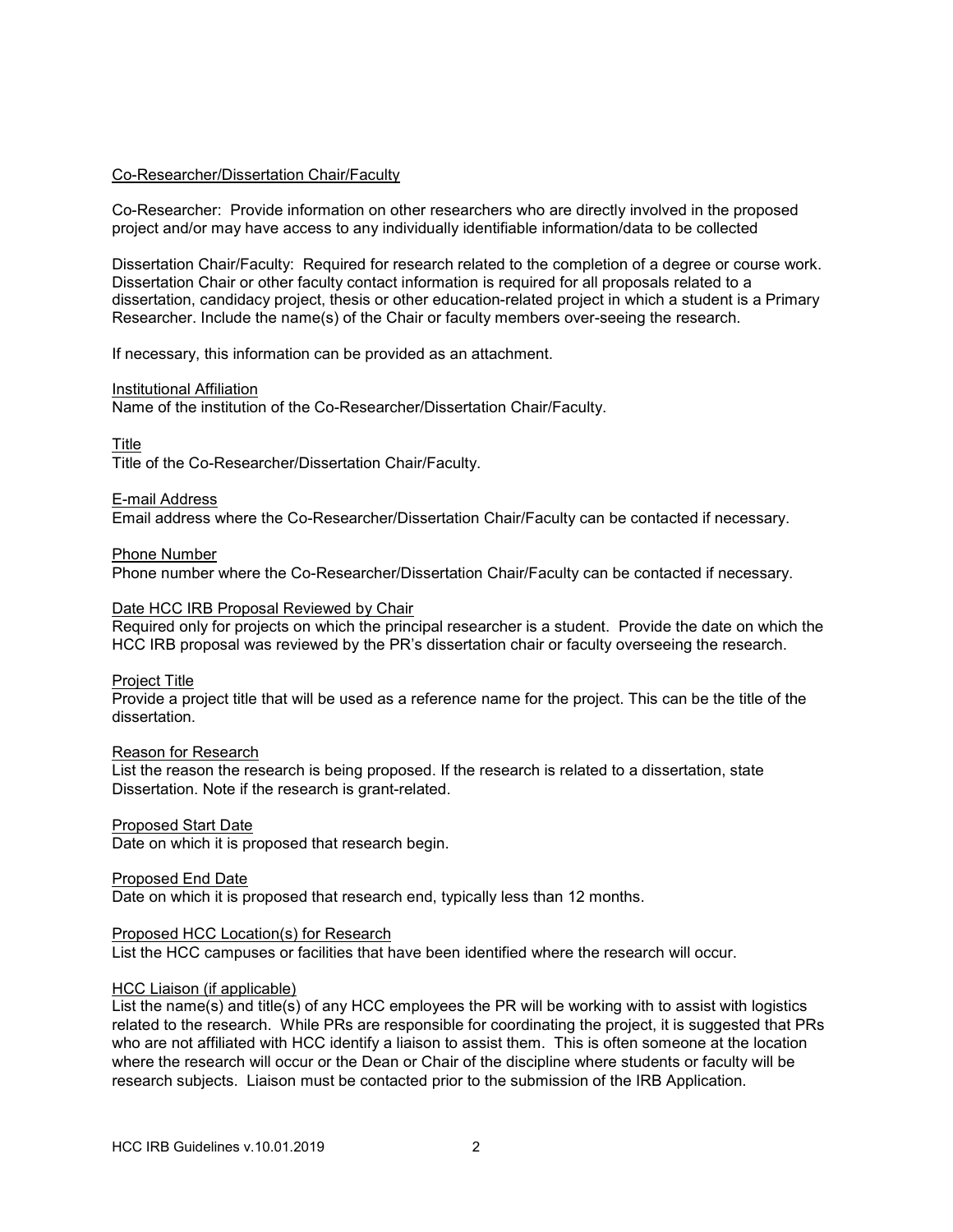Co-Researcher/Dissertation Chair/Faculty

Co-Researcher: Provide information on other researchers who are directly involved in the proposed project and/or may have access to any individually identifiable information/data to be collected

Dissertation Chair/Faculty: Required for research related to the completion of a degree or course work. Dissertation Chair or other faculty contact information is required for all proposals related to a dissertation, candidacy project, thesis or other education-related project in which a student is a Primary Researcher. Include the name(s) of the Chair or faculty members over-seeing the research.

If necessary, this information can be provided as an attachment.

Institutional Affiliation
Name of the institution of the Co-Researcher/Dissertation Chair/Faculty.

Title
Title of the Co-Researcher/Dissertation Chair/Faculty.

E-mail Address
Email address where the Co-Researcher/Dissertation Chair/Faculty can be contacted if necessary.

Phone Number
Phone number where the Co-Researcher/Dissertation Chair/Faculty can be contacted if necessary.

Date HCC IRB Proposal Reviewed by Chair
Required only for projects on which the principal researcher is a student. Provide the date on which the HCC IRB proposal was reviewed by the PR's dissertation chair or faculty overseeing the research.

Project Title
Provide a project title that will be used as a reference name for the project. This can be the title of the dissertation.

Reason for Research
List the reason the research is being proposed. If the research is related to a dissertation, state Dissertation. Note if the research is grant-related.

Proposed Start Date
Date on which it is proposed that research begin.

Proposed End Date
Date on which it is proposed that research end, typically less than 12 months.

Proposed HCC Location(s) for Research
List the HCC campuses or facilities that have been identified where the research will occur.

HCC Liaison (if applicable)
List the name(s) and title(s) of any HCC employees the PR will be working with to assist with logistics related to the research. While PRs are responsible for coordinating the project, it is suggested that PRs who are not affiliated with HCC identify a liaison to assist them. This is often someone at the location where the research will occur or the Dean or Chair of the discipline where students or faculty will be research subjects. Liaison must be contacted prior to the submission of the IRB Application.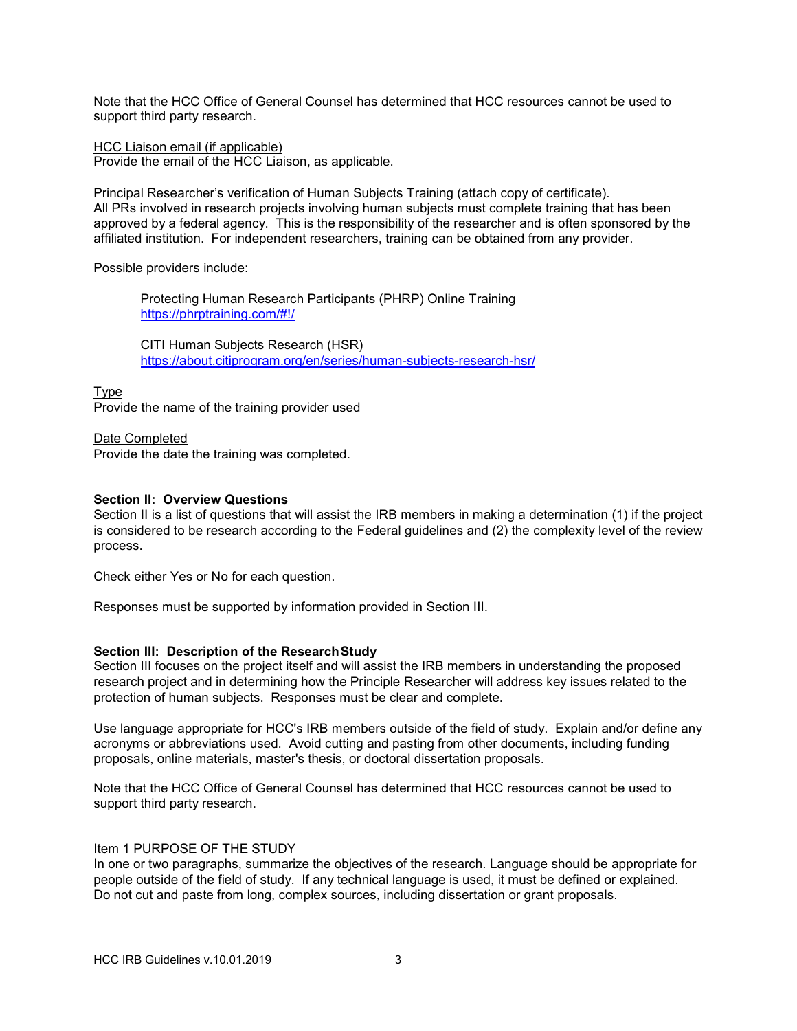Note that the HCC Office of General Counsel has determined that HCC resources cannot be used to support third party research.

HCC Liaison email (if applicable)
Provide the email of the HCC Liaison, as applicable.

Principal Researcher's verification of Human Subjects Training (attach copy of certificate).
All PRs involved in research projects involving human subjects must complete training that has been approved by a federal agency. This is the responsibility of the researcher and is often sponsored by the affiliated institution. For independent researchers, training can be obtained from any provider.

Possible providers include:

> Protecting Human Research Participants (PHRP) Online Training
> https://phrptraining.com/#!/
>
> CITI Human Subjects Research (HSR)
> https://about.citiprogram.org/en/series/human-subjects-research-hsr/

Type
Provide the name of the training provider used

Date Completed
Provide the date the training was completed.

**Section II: Overview Questions**
Section II is a list of questions that will assist the IRB members in making a determination (1) if the project is considered to be research according to the Federal guidelines and (2) the complexity level of the review process.

Check either Yes or No for each question.

Responses must be supported by information provided in Section III.

**Section III: Description of the Research Study**
Section III focuses on the project itself and will assist the IRB members in understanding the proposed research project and in determining how the Principle Researcher will address key issues related to the protection of human subjects. Responses must be clear and complete.

Use language appropriate for HCC's IRB members outside of the field of study. Explain and/or define any acronyms or abbreviations used. Avoid cutting and pasting from other documents, including funding proposals, online materials, master's thesis, or doctoral dissertation proposals.

Note that the HCC Office of General Counsel has determined that HCC resources cannot be used to support third party research.

Item 1 PURPOSE OF THE STUDY
In one or two paragraphs, summarize the objectives of the research. Language should be appropriate for people outside of the field of study. If any technical language is used, it must be defined or explained. Do not cut and paste from long, complex sources, including dissertation or grant proposals.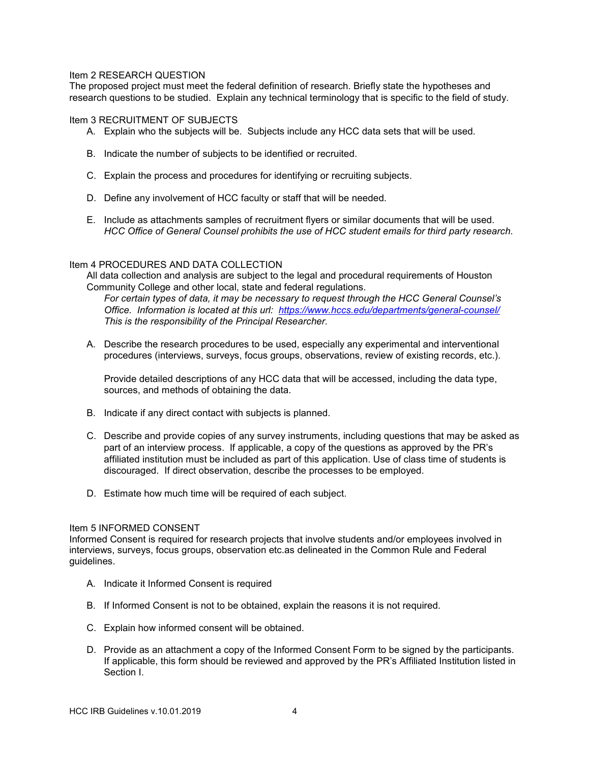Item 2 RESEARCH QUESTION

The proposed project must meet the federal definition of research. Briefly state the hypotheses and research questions to be studied. Explain any technical terminology that is specific to the field of study.

Item 3 RECRUITMENT OF SUBJECTS

A. Explain who the subjects will be. Subjects include any HCC data sets that will be used.

B. Indicate the number of subjects to be identified or recruited.

C. Explain the process and procedures for identifying or recruiting subjects.

D. Define any involvement of HCC faculty or staff that will be needed.

E. Include as attachments samples of recruitment flyers or similar documents that will be used. *HCC Office of General Counsel prohibits the use of HCC student emails for third party research.*

Item 4 PROCEDURES AND DATA COLLECTION

All data collection and analysis are subject to the legal and procedural requirements of Houston Community College and other local, state and federal regulations.

*For certain types of data, it may be necessary to request through the HCC General Counsel's Office. Information is located at this url: [https://www.hccs.edu/departments/general-counsel/](https://www.hccs.edu/departments/general-counsel/) This is the responsibility of the Principal Researcher.*

A. Describe the research procedures to be used, especially any experimental and interventional procedures (interviews, surveys, focus groups, observations, review of existing records, etc.).

   Provide detailed descriptions of any HCC data that will be accessed, including the data type, sources, and methods of obtaining the data.

B. Indicate if any direct contact with subjects is planned.

C. Describe and provide copies of any survey instruments, including questions that may be asked as part of an interview process. If applicable, a copy of the questions as approved by the PR's affiliated institution must be included as part of this application. Use of class time of students is discouraged. If direct observation, describe the processes to be employed.

D. Estimate how much time will be required of each subject.

Item 5 INFORMED CONSENT

Informed Consent is required for research projects that involve students and/or employees involved in interviews, surveys, focus groups, observation etc.as delineated in the Common Rule and Federal guidelines.

A. Indicate it Informed Consent is required

B. If Informed Consent is not to be obtained, explain the reasons it is not required.

C. Explain how informed consent will be obtained.

D. Provide as an attachment a copy of the Informed Consent Form to be signed by the participants. If applicable, this form should be reviewed and approved by the PR's Affiliated Institution listed in Section I.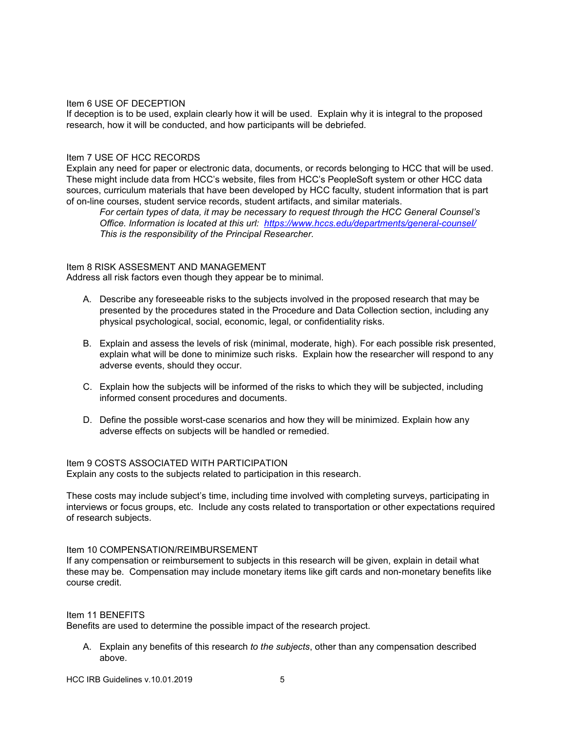Item 6 USE OF DECEPTION

If deception is to be used, explain clearly how it will be used. Explain why it is integral to the proposed research, how it will be conducted, and how participants will be debriefed.

Item 7 USE OF HCC RECORDS

Explain any need for paper or electronic data, documents, or records belonging to HCC that will be used. These might include data from HCC's website, files from HCC's PeopleSoft system or other HCC data sources, curriculum materials that have been developed by HCC faculty, student information that is part of on-line courses, student service records, student artifacts, and similar materials.

> *For certain types of data, it may be necessary to request through the HCC General Counsel's Office. Information is located at this url: [https://www.hccs.edu/departments/general-counsel/](https://www.hccs.edu/departments/general-counsel/) This is the responsibility of the Principal Researcher.*

Item 8 RISK ASSESMENT AND MANAGEMENT

Address all risk factors even though they appear be to minimal.

A. Describe any foreseeable risks to the subjects involved in the proposed research that may be presented by the procedures stated in the Procedure and Data Collection section, including any physical psychological, social, economic, legal, or confidentiality risks.

B. Explain and assess the levels of risk (minimal, moderate, high). For each possible risk presented, explain what will be done to minimize such risks. Explain how the researcher will respond to any adverse events, should they occur.

C. Explain how the subjects will be informed of the risks to which they will be subjected, including informed consent procedures and documents.

D. Define the possible worst-case scenarios and how they will be minimized. Explain how any adverse effects on subjects will be handled or remedied.

Item 9 COSTS ASSOCIATED WITH PARTICIPATION

Explain any costs to the subjects related to participation in this research.

These costs may include subject's time, including time involved with completing surveys, participating in interviews or focus groups, etc. Include any costs related to transportation or other expectations required of research subjects.

Item 10 COMPENSATION/REIMBURSEMENT

If any compensation or reimbursement to subjects in this research will be given, explain in detail what these may be. Compensation may include monetary items like gift cards and non-monetary benefits like course credit.

Item 11 BENEFITS

Benefits are used to determine the possible impact of the research project.

A. Explain any benefits of this research *to the subjects*, other than any compensation described above.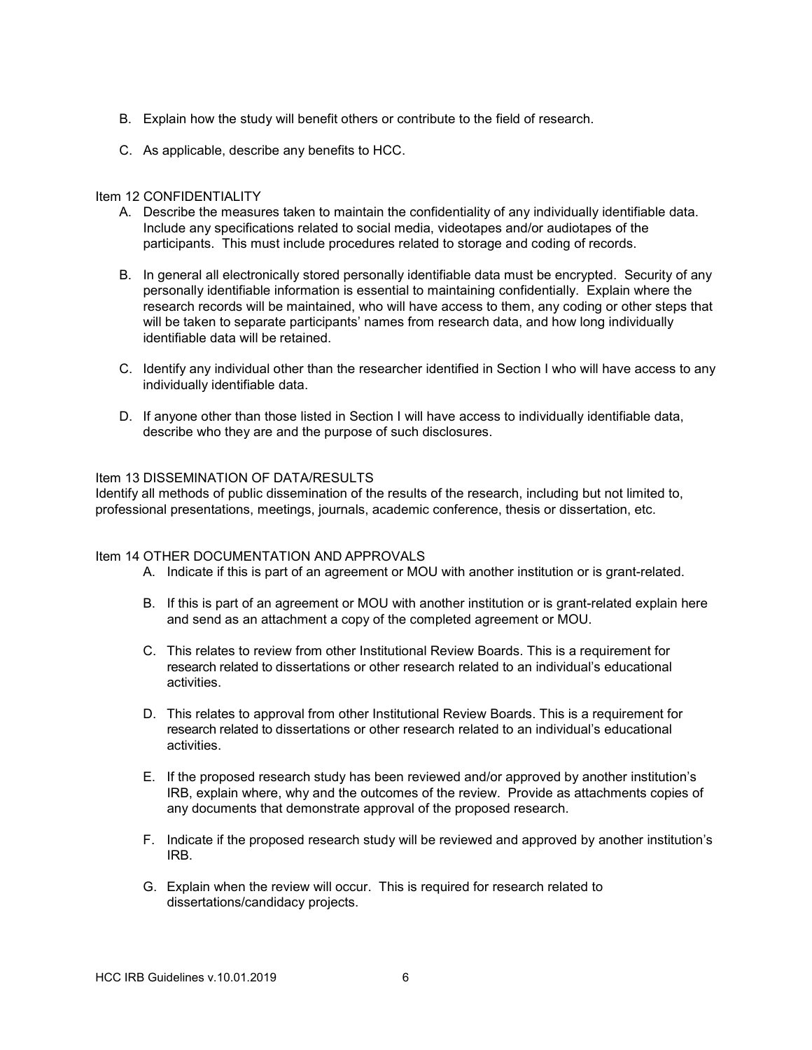B. Explain how the study will benefit others or contribute to the field of research.

C. As applicable, describe any benefits to HCC.

Item 12 CONFIDENTIALITY

A. Describe the measures taken to maintain the confidentiality of any individually identifiable data. Include any specifications related to social media, videotapes and/or audiotapes of the participants. This must include procedures related to storage and coding of records.

B. In general all electronically stored personally identifiable data must be encrypted. Security of any personally identifiable information is essential to maintaining confidentially. Explain where the research records will be maintained, who will have access to them, any coding or other steps that will be taken to separate participants' names from research data, and how long individually identifiable data will be retained.

C. Identify any individual other than the researcher identified in Section I who will have access to any individually identifiable data.

D. If anyone other than those listed in Section I will have access to individually identifiable data, describe who they are and the purpose of such disclosures.

Item 13 DISSEMINATION OF DATA/RESULTS

Identify all methods of public dissemination of the results of the research, including but not limited to, professional presentations, meetings, journals, academic conference, thesis or dissertation, etc.

Item 14 OTHER DOCUMENTATION AND APPROVALS

A. Indicate if this is part of an agreement or MOU with another institution or is grant-related.

B. If this is part of an agreement or MOU with another institution or is grant-related explain here and send as an attachment a copy of the completed agreement or MOU.

C. This relates to review from other Institutional Review Boards. This is a requirement for research related to dissertations or other research related to an individual's educational activities.

D. This relates to approval from other Institutional Review Boards. This is a requirement for research related to dissertations or other research related to an individual's educational activities.

E. If the proposed research study has been reviewed and/or approved by another institution's IRB, explain where, why and the outcomes of the review. Provide as attachments copies of any documents that demonstrate approval of the proposed research.

F. Indicate if the proposed research study will be reviewed and approved by another institution's IRB.

G. Explain when the review will occur. This is required for research related to dissertations/candidacy projects.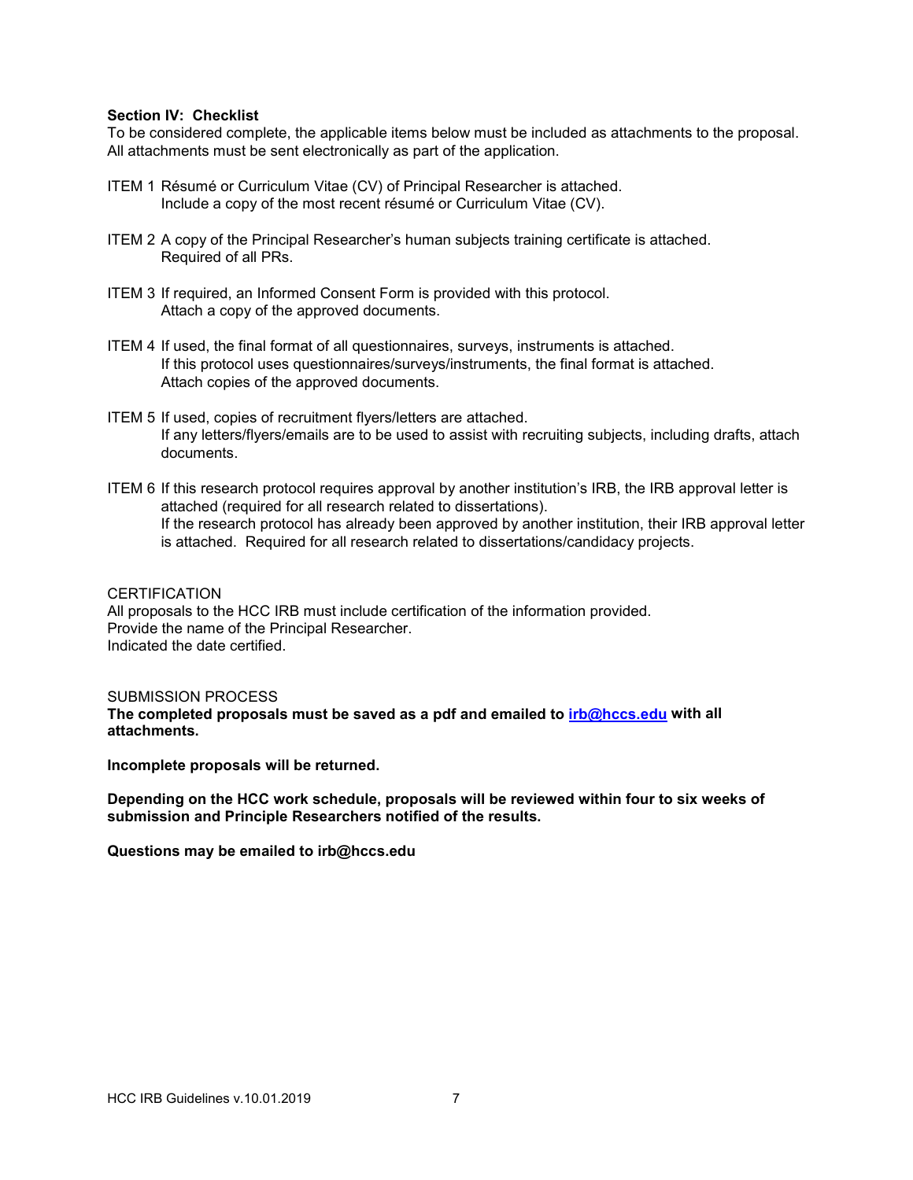**Section IV: Checklist**

To be considered complete, the applicable items below must be included as attachments to the proposal. All attachments must be sent electronically as part of the application.

ITEM 1 Résumé or Curriculum Vitae (CV) of Principal Researcher is attached.
Include a copy of the most recent résumé or Curriculum Vitae (CV).

ITEM 2 A copy of the Principal Researcher's human subjects training certificate is attached.
Required of all PRs.

ITEM 3 If required, an Informed Consent Form is provided with this protocol.
Attach a copy of the approved documents.

ITEM 4 If used, the final format of all questionnaires, surveys, instruments is attached.
If this protocol uses questionnaires/surveys/instruments, the final format is attached.
Attach copies of the approved documents.

ITEM 5 If used, copies of recruitment flyers/letters are attached.
If any letters/flyers/emails are to be used to assist with recruiting subjects, including drafts, attach documents.

ITEM 6 If this research protocol requires approval by another institution's IRB, the IRB approval letter is attached (required for all research related to dissertations).
If the research protocol has already been approved by another institution, their IRB approval letter is attached. Required for all research related to dissertations/candidacy projects.

CERTIFICATION

All proposals to the HCC IRB must include certification of the information provided.
Provide the name of the Principal Researcher.
Indicated the date certified.

SUBMISSION PROCESS

**The completed proposals must be saved as a pdf and emailed to [irb@hccs.edu](mailto:irb@hccs.edu) with all attachments.**

**Incomplete proposals will be returned.**

**Depending on the HCC work schedule, proposals will be reviewed within four to six weeks of submission and Principle Researchers notified of the results.**

**Questions may be emailed to irb@hccs.edu**